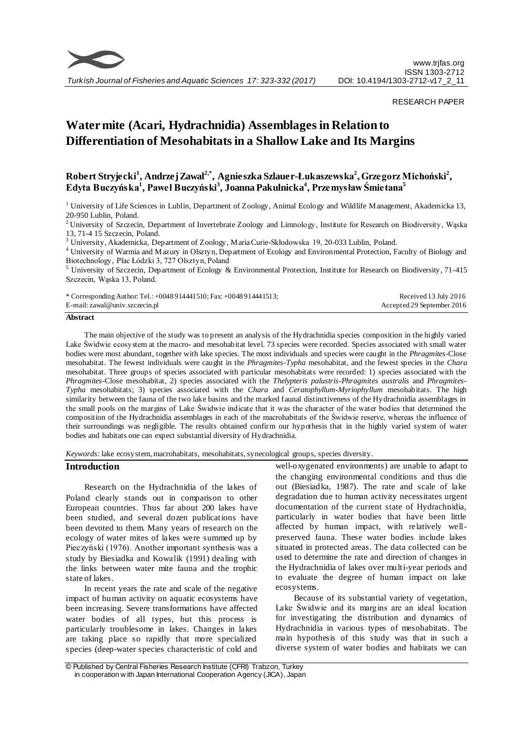RESEARCH PAPER

# Water mite (Acari, Hydrachnidia) Assemblages in Relation to Differentiation of Mesohabitats in a Shallow Lake and Its Margins

**Robert Stryjecki[1], Andrzej Zawal[2,*], Agnieszka Szlauer-Łukaszewska[2], Grzegorz Michoński[2], Edyta Buczyńska[1], Paweł Buczyński[3], Joanna Pakulnicka[4], Przemysław Śmietana[5]**

[1] University of Life Sciences in Lublin, Department of Zoology, Animal Ecology and Wildlife Management, Akademicka 13, 20-950 Lublin, Poland.

[2] University of Szczecin, Department of Invertebrate Zoology and Limnology, Institute for Research on Biodiversity, Wąska 13, 71-4 15 Szczecin, Poland.

[3] University, Akademicka, Department of Zoology, Maria Curie-Skłodowska 19, 20-033 Lublin, Poland.

[4] University of Warmia and Mazury in Olsztyn, Department of Ecology and Environmental Protection, Faculty of Biology and Biotechnology, Plac Łódzki 3, 727 Olsztyn, Poland

[5] University of Szczecin, Department of Ecology & Environmental Protection, Institute for Research on Biodiversity, 71-415 Szczecin, Wąska 13, Poland.

\* Corresponding Author: Tel.: +0048 914441510; Fax: +0048 914441513;
E-mail: zawal@univ.szczecin.pl

Received 13 July 2016
Accepted 29 September 2016

## Abstract

The main objective of the study was to present an analysis of the Hydrachnidia species composition in the highly varied Lake Świdwie ecosystem at the macro- and mesohabitat level. 73 species were recorded. Species associated with small water bodies were most abundant, together with lake species. The most individuals and species were caught in the *Phragmites*-Close mesohabitat. The fewest individuals were caught in the *Phragmites-Typha* mesohabitat, and the fewest species in the *Chara* mesohabitat. Three groups of species associated with particular mesohabitats were recorded: 1) species associated with the *Phragmites*-Close mesohabitat, 2) species associated with the *Thelypteris palustris-Phragmites australis* and *Phragmites-Typha* mesohabitats; 3) species associated with the *Chara* and *Ceratophyllum-Myriophyllum* mesohabitats. The high similarity between the fauna of the two lake basins and the marked faunal distinctiveness of the Hydrachnidia assemblages in the small pools on the margins of Lake Świdwie indicate that it was the character of the water bodies that determined the composition of the Hydrachnidia assemblages in each of the macrohabitats of the Świdwie reserve, whereas the influence of their surroundings was negligible. The results obtained confirm our hypothesis that in the highly varied system of water bodies and habitats one can expect substantial diversity of Hydrachnidia.

*Keywords*: lake ecosystem, macrohabitats, mesohabitats, synecological groups, species diversity.

## Introduction

Research on the Hydrachnidia of the lakes of Poland clearly stands out in comparison to other European countries. Thus far about 200 lakes have been studied, and several dozen publications have been devoted to them. Many years of research on the ecology of water mites of lakes were summed up by Pieczyński (1976). Another important synthesis was a study by Biesiadka and Kowalik (1991) dealing with the links between water mite fauna and the trophic state of lakes.

In recent years the rate and scale of the negative impact of human activity on aquatic ecosystems have been increasing. Severe transformations have affected water bodies of all types, but this process is particularly troublesome in lakes. Changes in lakes are taking place so rapidly that more specialized species (deep-water species characteristic of cold and well-oxygenated environments) are unable to adapt to the changing environmental conditions and thus die out (Biesiadka, 1987). The rate and scale of lake degradation due to human activity necessitates urgent documentation of the current state of Hydrachnidia, particularly in water bodies that have been little affected by human impact, with relatively well-preserved fauna. These water bodies include lakes situated in protected areas. The data collected can be used to determine the rate and direction of changes in the Hydrachnidia of lakes over multi-year periods and to evaluate the degree of human impact on lake ecosystems.

Because of its substantial variety of vegetation, Lake Świdwie and its margins are an ideal location for investigating the distribution and dynamics of Hydrachnidia in various types of mesohabitats. The main hypothesis of this study was that in such a diverse system of water bodies and habitats we can

© Published by Central Fisheries Research Institute (CFRI) Trabzon, Turkey in cooperation with Japan International Cooperation Agency (JICA), Japan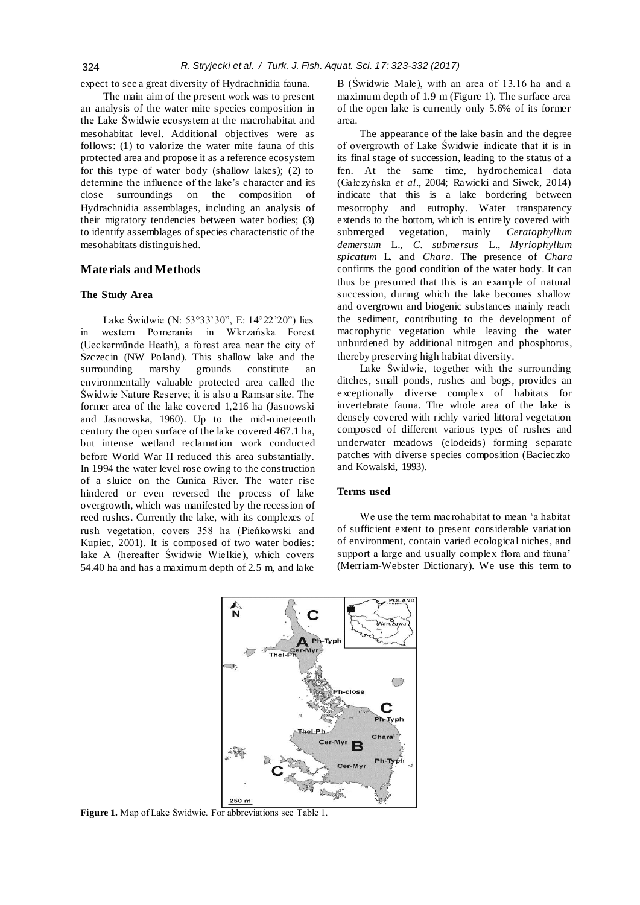expect to see a great diversity of Hydrachnidia fauna.

The main aim of the present work was to present an analysis of the water mite species composition in the Lake Świdwie ecosystem at the macrohabitat and mesohabitat level. Additional objectives were as follows: (1) to valorize the water mite fauna of this protected area and propose it as a reference ecosystem for this type of water body (shallow lakes); (2) to determine the influence of the lake's character and its close surroundings on the composition of Hydrachnidia assemblages, including an analysis of their migratory tendencies between water bodies; (3) to identify assemblages of species characteristic of the mesohabitats distinguished.

## Materials and Methods

### The Study Area

Lake Świdwie (N: 53°33'30", E: 14°22'20") lies in western Pomerania in Wkrzańska Forest (Ueckermünde Heath), a forest area near the city of Szczecin (NW Poland). This shallow lake and the surrounding marshy grounds constitute an environmentally valuable protected area called the Świdwie Nature Reserve; it is also a Ramsar site. The former area of the lake covered 1,216 ha (Jasnowski and Jasnowska, 1960). Up to the mid-nineteenth century the open surface of the lake covered 467.1 ha, but intense wetland reclamation work conducted before World War II reduced this area substantially. In 1994 the water level rose owing to the construction of a sluice on the Gunica River. The water rise hindered or even reversed the process of lake overgrowth, which was manifested by the recession of reed rushes. Currently the lake, with its complexes of rush vegetation, covers 358 ha (Pieńkowski and Kupiec, 2001). It is composed of two water bodies: lake A (hereafter Świdwie Wielkie), which covers 54.40 ha and has a maximum depth of 2.5 m, and lake B (Świdwie Małe), with an area of 13.16 ha and a maximum depth of 1.9 m (Figure 1). The surface area of the open lake is currently only 5.6% of its former area.

The appearance of the lake basin and the degree of overgrowth of Lake Świdwie indicate that it is in its final stage of succession, leading to the status of a fen. At the same time, hydrochemical data (Gałczyńska *et al*., 2004; Rawicki and Siwek, 2014) indicate that this is a lake bordering between mesotrophy and eutrophy. Water transparency extends to the bottom, which is entirely covered with submerged vegetation, mainly *Ceratophyllum demersum* L., *C. submersus* L., *Myriophyllum spicatum* L. and *Chara*. The presence of *Chara* confirms the good condition of the water body. It can thus be presumed that this is an example of natural succession, during which the lake becomes shallow and overgrown and biogenic substances mainly reach the sediment, contributing to the development of macrophytic vegetation while leaving the water unburdened by additional nitrogen and phosphorus, thereby preserving high habitat diversity.

Lake Świdwie, together with the surrounding ditches, small ponds, rushes and bogs, provides an exceptionally diverse complex of habitats for invertebrate fauna. The whole area of the lake is densely covered with richly varied littoral vegetation composed of different various types of rushes and underwater meadows (elodeids) forming separate patches with diverse species composition (Bacieczko and Kowalski, 1993).

### Terms used

We use the term macrohabitat to mean 'a habitat of sufficient extent to present considerable variation of environment, contain varied ecological niches, and support a large and usually complex flora and fauna' (Merriam-Webster Dictionary). We use this term to

**Figure 1.** Map of Lake Świdwie. For abbreviations see Table 1.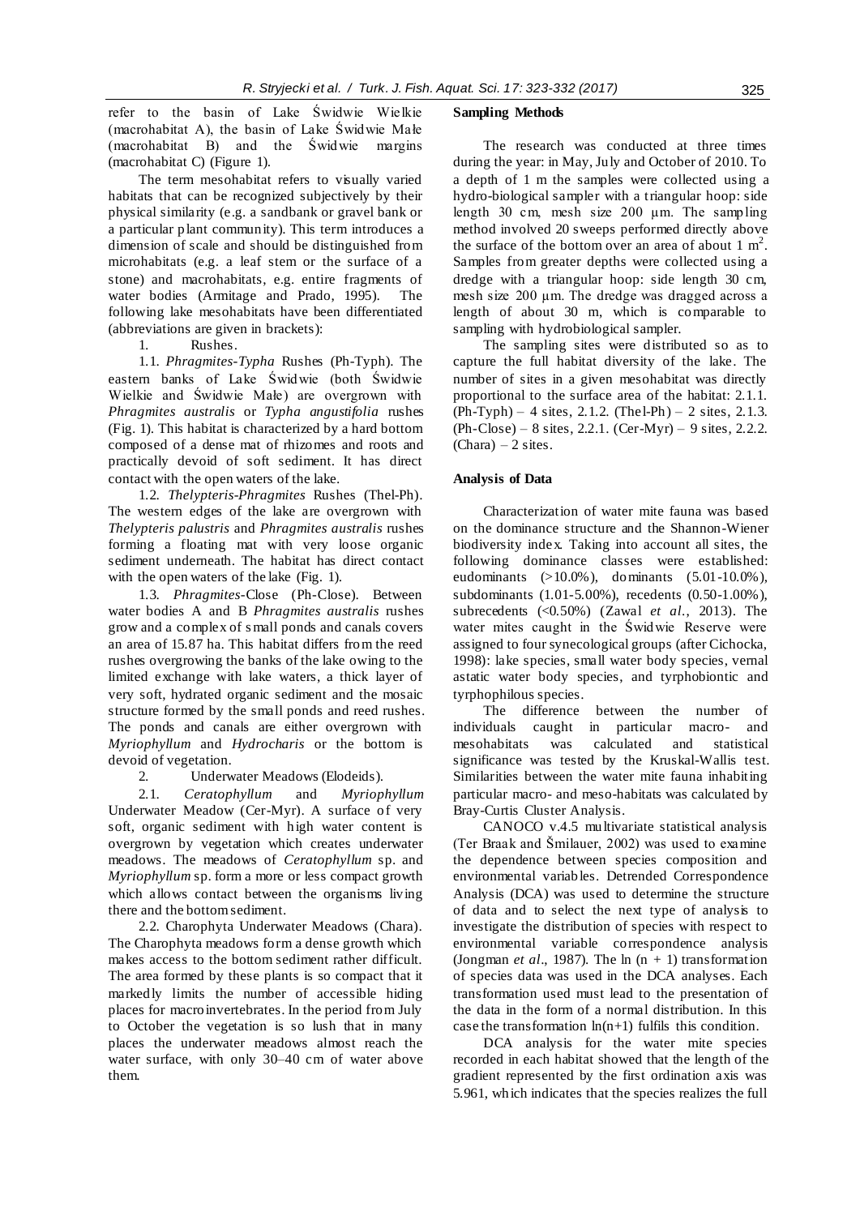refer to the basin of Lake Świdwie Wielkie (macrohabitat A), the basin of Lake Świdwie Małe (macrohabitat B) and the Świdwie margins (macrohabitat C) (Figure 1).

The term mesohabitat refers to visually varied habitats that can be recognized subjectively by their physical similarity (e.g. a sandbank or gravel bank or a particular plant community). This term introduces a dimension of scale and should be distinguished from microhabitats (e.g. a leaf stem or the surface of a stone) and macrohabitats, e.g. entire fragments of water bodies (Armitage and Prado, 1995). The following lake mesohabitats have been differentiated (abbreviations are given in brackets):

1. Rushes.

1.1. *Phragmites-Typha* Rushes (Ph-Typh). The eastern banks of Lake Świdwie (both Świdwie Wielkie and Świdwie Małe) are overgrown with *Phragmites australis* or *Typha angustifolia* rushes (Fig. 1). This habitat is characterized by a hard bottom composed of a dense mat of rhizomes and roots and practically devoid of soft sediment. It has direct contact with the open waters of the lake.

1.2. *Thelypteris-Phragmites* Rushes (Thel-Ph). The western edges of the lake are overgrown with *Thelypteris palustris* and *Phragmites australis* rushes forming a floating mat with very loose organic sediment underneath. The habitat has direct contact with the open waters of the lake (Fig. 1).

1.3. *Phragmites*-Close (Ph-Close). Between water bodies A and B *Phragmites australis* rushes grow and a complex of small ponds and canals covers an area of 15.87 ha. This habitat differs from the reed rushes overgrowing the banks of the lake owing to the limited exchange with lake waters, a thick layer of very soft, hydrated organic sediment and the mosaic structure formed by the small ponds and reed rushes. The ponds and canals are either overgrown with *Myriophyllum* and *Hydrocharis* or the bottom is devoid of vegetation.

2. Underwater Meadows (Elodeids).

2.1. *Ceratophyllum* and *Myriophyllum* Underwater Meadow (Cer-Myr). A surface of very soft, organic sediment with high water content is overgrown by vegetation which creates underwater meadows. The meadows of *Ceratophyllum* sp. and *Myriophyllum* sp. form a more or less compact growth which allows contact between the organisms living there and the bottom sediment.

2.2. Charophyta Underwater Meadows (Chara). The Charophyta meadows form a dense growth which makes access to the bottom sediment rather difficult. The area formed by these plants is so compact that it markedly limits the number of accessible hiding places for macroinvertebrates. In the period from July to October the vegetation is so lush that in many places the underwater meadows almost reach the water surface, with only 30–40 cm of water above them.

### Sampling Methods

The research was conducted at three times during the year: in May, July and October of 2010. To a depth of 1 m the samples were collected using a hydro-biological sampler with a triangular hoop: side length 30 cm, mesh size 200 µm. The sampling method involved 20 sweeps performed directly above the surface of the bottom over an area of about 1 m$^2$. Samples from greater depths were collected using a dredge with a triangular hoop: side length 30 cm, mesh size 200 µm. The dredge was dragged across a length of about 30 m, which is comparable to sampling with hydrobiological sampler.

The sampling sites were distributed so as to capture the full habitat diversity of the lake. The number of sites in a given mesohabitat was directly proportional to the surface area of the habitat: 2.1.1. (Ph-Typh) – 4 sites, 2.1.2. (Thel-Ph) – 2 sites, 2.1.3. (Ph-Close) – 8 sites, 2.2.1. (Cer-Myr) – 9 sites, 2.2.2. (Chara) – 2 sites.

### Analysis of Data

Characterization of water mite fauna was based on the dominance structure and the Shannon-Wiener biodiversity index. Taking into account all sites, the following dominance classes were established: eudominants (>10.0%), dominants (5.01-10.0%), subdominants (1.01-5.00%), recedents (0.50-1.00%), subrecedents (<0.50%) (Zawal *et al.*, 2013). The water mites caught in the Świdwie Reserve were assigned to four synecological groups (after Cichocka, 1998): lake species, small water body species, vernal astatic water body species, and tyrphobiontic and tyrphophilous species.

The difference between the number of individuals caught in particular macro- and mesohabitats was calculated and statistical significance was tested by the Kruskal-Wallis test. Similarities between the water mite fauna inhabiting particular macro- and meso-habitats was calculated by Bray-Curtis Cluster Analysis.

CANOCO v.4.5 multivariate statistical analysis (Ter Braak and Šmilauer, 2002) was used to examine the dependence between species composition and environmental variables. Detrended Correspondence Analysis (DCA) was used to determine the structure of data and to select the next type of analysis to investigate the distribution of species with respect to environmental variable correspondence analysis (Jongman *et al*., 1987). The ln $(n + 1)$ transformation of species data was used in the DCA analyses. Each transformation used must lead to the presentation of the data in the form of a normal distribution. In this case the transformation $\ln(n+1)$ fulfils this condition.

DCA analysis for the water mite species recorded in each habitat showed that the length of the gradient represented by the first ordination axis was 5.961, which indicates that the species realizes the full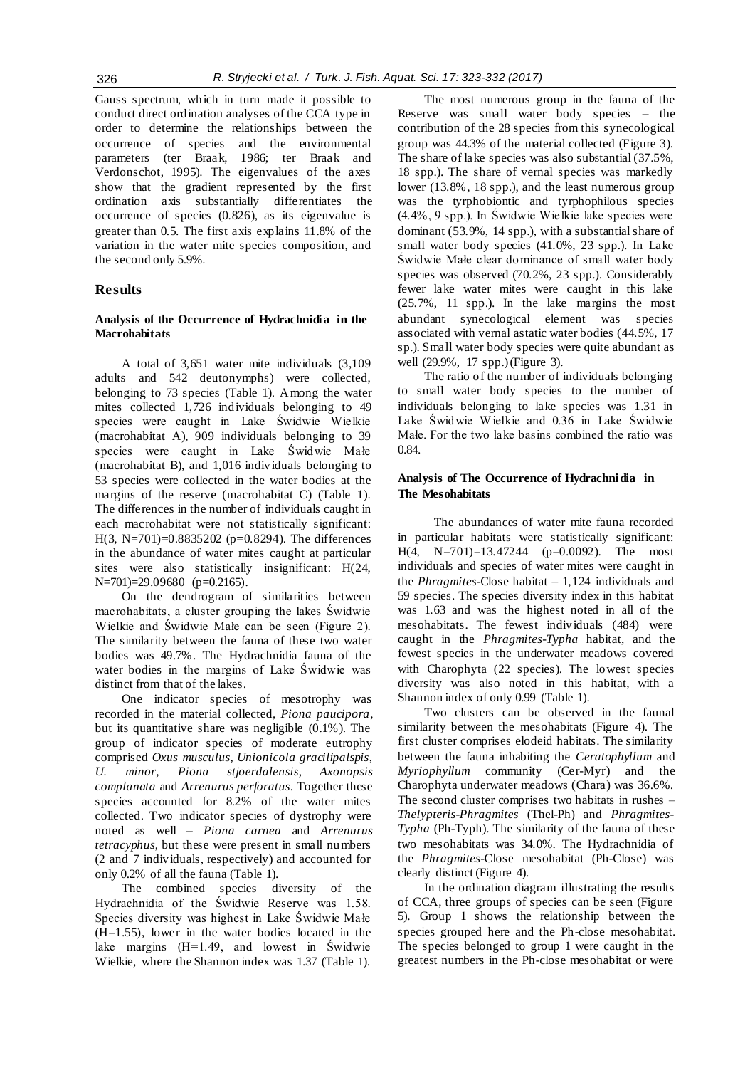Gauss spectrum, which in turn made it possible to conduct direct ordination analyses of the CCA type in order to determine the relationships between the occurrence of species and the environmental parameters (ter Braak, 1986; ter Braak and Verdonschot, 1995). The eigenvalues of the axes show that the gradient represented by the first ordination axis substantially differentiates the occurrence of species (0.826), as its eigenvalue is greater than 0.5. The first axis explains 11.8% of the variation in the water mite species composition, and the second only 5.9%.

## Results

### Analysis of the Occurrence of Hydrachnidia in the Macrohabitats

A total of 3,651 water mite individuals (3,109 adults and 542 deutonymphs) were collected, belonging to 73 species (Table 1). Among the water mites collected 1,726 individuals belonging to 49 species were caught in Lake Świdwie Wielkie (macrohabitat A), 909 individuals belonging to 39 species were caught in Lake Świdwie Małe (macrohabitat B), and 1,016 individuals belonging to 53 species were collected in the water bodies at the margins of the reserve (macrohabitat C) (Table 1). The differences in the number of individuals caught in each macrohabitat were not statistically significant: $H(3, N=701)=0.8835202$ ($p=0.8294$). The differences in the abundance of water mites caught at particular sites were also statistically insignificant: $H(24, N=701)=29.09680$ ($p=0.2165$).

On the dendrogram of similarities between macrohabitats, a cluster grouping the lakes Świdwie Wielkie and Świdwie Małe can be seen (Figure 2). The similarity between the fauna of these two water bodies was 49.7%. The Hydrachnidia fauna of the water bodies in the margins of Lake Świdwie was distinct from that of the lakes.

One indicator species of mesotrophy was recorded in the material collected, *Piona paucipora*, but its quantitative share was negligible (0.1%). The group of indicator species of moderate eutrophy comprised *Oxus musculus*, *Unionicola gracilipalspis*, *U. minor*, *Piona stjoerdalensis*, *Axonopsis complanata* and *Arrenurus perforatus*. Together these species accounted for 8.2% of the water mites collected. Two indicator species of dystrophy were noted as well – *Piona carnea* and *Arrenurus tetracyphus*, but these were present in small numbers (2 and 7 individuals, respectively) and accounted for only 0.2% of all the fauna (Table 1).

The combined species diversity of the Hydrachnidia of the Świdwie Reserve was 1.58. Species diversity was highest in Lake Świdwie Małe (H=1.55), lower in the water bodies located in the lake margins (H=1.49, and lowest in Świdwie Wielkie, where the Shannon index was 1.37 (Table 1).

The most numerous group in the fauna of the Reserve was small water body species – the contribution of the 28 species from this synecological group was 44.3% of the material collected (Figure 3). The share of lake species was also substantial (37.5%, 18 spp.). The share of vernal species was markedly lower (13.8%, 18 spp.), and the least numerous group was the tyrphobiontic and tyrphophilous species (4.4%, 9 spp.). In Świdwie Wielkie lake species were dominant (53.9%, 14 spp.), with a substantial share of small water body species (41.0%, 23 spp.). In Lake Świdwie Małe clear dominance of small water body species was observed (70.2%, 23 spp.). Considerably fewer lake water mites were caught in this lake (25.7%, 11 spp.). In the lake margins the most abundant synecological element was species associated with vernal astatic water bodies (44.5%, 17 sp.). Small water body species were quite abundant as well (29.9%, 17 spp.) (Figure 3).

The ratio of the number of individuals belonging to small water body species to the number of individuals belonging to lake species was 1.31 in Lake Świdwie Wielkie and 0.36 in Lake Świdwie Małe. For the two lake basins combined the ratio was 0.84.

### Analysis of The Occurrence of Hydrachnidia in The Mesohabitats

The abundances of water mite fauna recorded in particular habitats were statistically significant: $H(4, N=701)=13.47244$ ($p=0.0092$). The most individuals and species of water mites were caught in the *Phragmites*-Close habitat – 1,124 individuals and 59 species. The species diversity index in this habitat was 1.63 and was the highest noted in all of the mesohabitats. The fewest individuals (484) were caught in the *Phragmites-Typha* habitat, and the fewest species in the underwater meadows covered with Charophyta (22 species). The lowest species diversity was also noted in this habitat, with a Shannon index of only 0.99 (Table 1).

Two clusters can be observed in the faunal similarity between the mesohabitats (Figure 4). The first cluster comprises elodeid habitats. The similarity between the fauna inhabiting the *Ceratophyllum* and *Myriophyllum* community (Cer-Myr) and the Charophyta underwater meadows (Chara) was 36.6%. The second cluster comprises two habitats in rushes – *Thelypteris-Phragmites* (Thel-Ph) and *Phragmites-Typha* (Ph-Typh). The similarity of the fauna of these two mesohabitats was 34.0%. The Hydrachnidia of the *Phragmites*-Close mesohabitat (Ph-Close) was clearly distinct (Figure 4).

In the ordination diagram illustrating the results of CCA, three groups of species can be seen (Figure 5). Group 1 shows the relationship between the species grouped here and the Ph-close mesohabitat. The species belonged to group 1 were caught in the greatest numbers in the Ph-close mesohabitat or were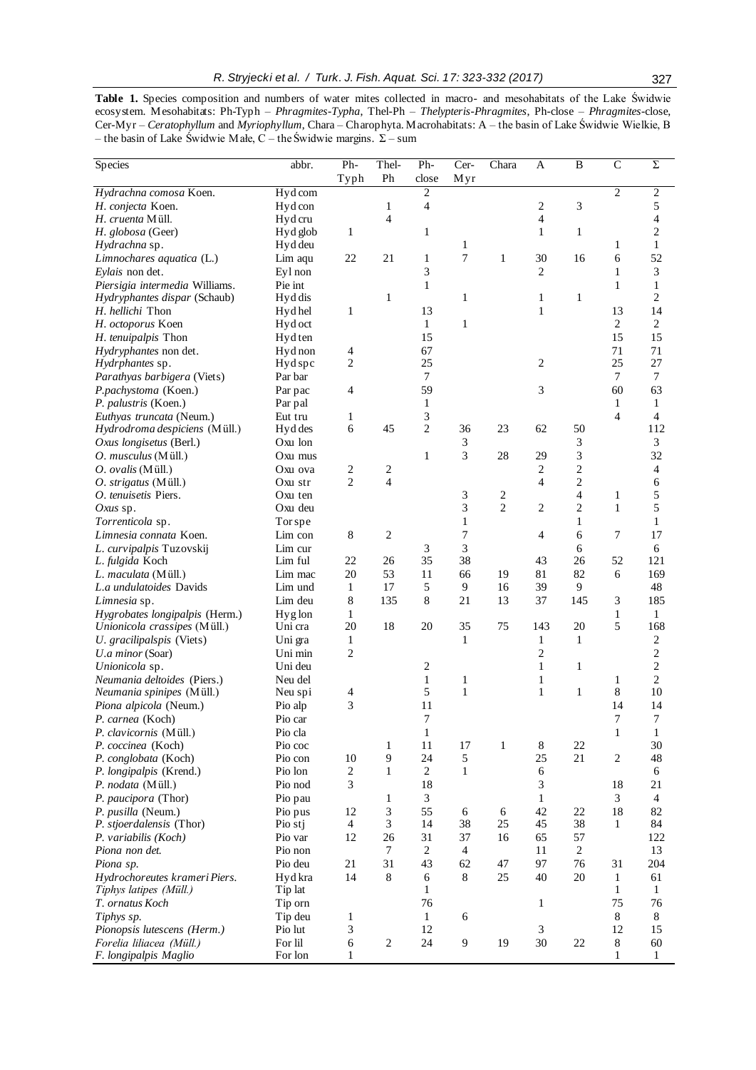**Table 1.** Species composition and numbers of water mites collected in macro- and mesohabitats of the Lake Świdwie ecosystem. Mesohabitats: Ph-Typh – *Phragmites-Typha*, Thel-Ph – *Thelypteris-Phragmites*, Ph-close – *Phragmites*-close, Cer-Myr – *Ceratophyllum* and *Myriophyllum*, Chara – Charophyta. Macrohabitats: A – the basin of Lake Świdwie Wielkie, B – the basin of Lake Świdwie Małe, C – the Świdwie margins. Σ – sum

| Species | abbr. | Ph-Typh | Thel-Ph | Ph-close | Cer-Myr | Chara | A | B | C | Σ |
|---|---|---|---|---|---|---|---|---|---|---|
| *Hydrachna comosa* Koen. | Hyd com | | | 2 | | | | | 2 | 2 |
| *H. conjecta* Koen. | Hyd con | | 1 | 4 | | | 2 | 3 | | 5 |
| *H. cruenta* Müll. | Hyd cru | | 4 | | | | 4 | | | 4 |
| *H. globosa* (Geer) | Hyd glob | 1 | | 1 | | | 1 | 1 | | 2 |
| *Hydrachna* sp. | Hyd deu | | | | 1 | | | | 1 | 1 |
| *Limnochares aquatica* (L.) | Lim aqu | 22 | 21 | 1 | 7 | 1 | 30 | 16 | 6 | 52 |
| *Eylais* non det. | Eyl non | | | 3 | | | 2 | | 1 | 3 |
| *Piersigia intermedia* Williams. | Pie int | | | 1 | | | | | 1 | 1 |
| *Hydryphantes dispar* (Schaub) | Hyd dis | | 1 | | 1 | | 1 | 1 | | 2 |
| *H. hellichi* Thon | Hyd hel | 1 | | 13 | | | 1 | | 13 | 14 |
| *H. octoporus* Koen | Hyd oct | | | 1 | 1 | | | | 2 | 2 |
| *H. tenuipalpis* Thon | Hyd ten | | | 15 | | | | | 15 | 15 |
| *Hydryphantes* non det. | Hyd non | 4 | | 67 | | | | | 71 | 71 |
| *Hydrphantes* sp. | Hyd spc | 2 | | 25 | | | 2 | | 25 | 27 |
| *Parathyas barbigera* (Viets) | Par bar | | | 7 | | | | | 7 | 7 |
| *P.pachystoma* (Koen.) | Par pac | 4 | | 59 | | | 3 | | 60 | 63 |
| *P. palustris* (Koen.) | Par pal | | | 1 | | | | | 1 | 1 |
| *Euthyas truncata* (Neum.) | Eut tru | 1 | | 3 | | | | | 4 | 4 |
| *Hydrodroma despiciens* (Müll.) | Hyd des | 6 | 45 | 2 | 36 | 23 | 62 | 50 | | 112 |
| *Oxus longisetus* (Berl.) | Oxu lon | | | | 3 | | | 3 | | 3 |
| *O. musculus* (Müll.) | Oxu mus | | | 1 | 3 | 28 | 29 | 3 | | 32 |
| *O. ovalis* (Müll.) | Oxu ova | 2 | 2 | | | | 2 | 2 | | 4 |
| *O. strigatus* (Müll.) | Oxu str | 2 | 4 | | | | 4 | 2 | | 6 |
| *O. tenuisetis* Piers. | Oxu ten | | | | 3 | 2 | | 4 | 1 | 5 |
| *Oxus* sp. | Oxu deu | | | | 3 | 2 | 2 | 2 | 1 | 5 |
| *Torrenticola* sp. | Tor spe | | | | 1 | | | 1 | | 1 |
| *Limnesia connata* Koen. | Lim con | 8 | 2 | | 7 | | 4 | 6 | 7 | 17 |
| *L. curvipalpis* Tuzovskij | Lim cur | | | 3 | 3 | | | 6 | | 6 |
| *L. fulgida* Koch | Lim ful | 22 | 26 | 35 | 38 | | 43 | 26 | 52 | 121 |
| *L. maculata* (Müll.) | Lim mac | 20 | 53 | 11 | 66 | 19 | 81 | 82 | 6 | 169 |
| *L.a undulatoides* Davids | Lim und | 1 | 17 | 5 | 9 | 16 | 39 | 9 | | 48 |
| *Limnesia* sp. | Lim deu | 8 | 135 | 8 | 21 | 13 | 37 | 145 | 3 | 185 |
| *Hygrobates longipalpis* (Herm.) | Hyg lon | 1 | | | | | | | 1 | 1 |
| *Unionicola crassipes* (Müll.) | Uni cra | 20 | 18 | 20 | 35 | 75 | 143 | 20 | 5 | 168 |
| *U. gracilipalspis* (Viets) | Uni gra | 1 | | | 1 | | 1 | 1 | | 2 |
| *U.a minor* (Soar) | Uni min | 2 | | | | | 2 | | | 2 |
| *Unionicola* sp. | Uni deu | | | 2 | | | 1 | 1 | | 2 |
| *Neumania deltoides* (Piers.) | Neu del | | | 1 | 1 | | 1 | | 1 | 2 |
| *Neumania spinipes* (Müll.) | Neu spi | 4 | | 5 | 1 | | 1 | 1 | 8 | 10 |
| *Piona alpicola* (Neum.) | Pio alp | 3 | | 11 | | | | | 14 | 14 |
| *P. carnea* (Koch) | Pio car | | | 7 | | | | | 7 | 7 |
| *P. clavicornis* (Müll.) | Pio cla | | | 1 | | | | | 1 | 1 |
| *P. coccinea* (Koch) | Pio coc | | 1 | 11 | 17 | 1 | 8 | 22 | | 30 |
| *P. conglobata* (Koch) | Pio con | 10 | 9 | 24 | 5 | | 25 | 21 | 2 | 48 |
| *P. longipalpis* (Krend.) | Pio lon | 2 | 1 | 2 | 1 | | 6 | | | 6 |
| *P. nodata* (Müll.) | Pio nod | 3 | | 18 | | | 3 | | 18 | 21 |
| *P. paucipora* (Thor) | Pio pau | | 1 | 3 | | | 1 | | 3 | 4 |
| *P. pusilla* (Neum.) | Pio pus | 12 | 3 | 55 | 6 | 6 | 42 | 22 | 18 | 82 |
| *P. stjoerdalensis* (Thor) | Pio stj | 4 | 3 | 14 | 38 | 25 | 45 | 38 | 1 | 84 |
| *P. variabilis (Koch)* | Pio var | 12 | 26 | 31 | 37 | 16 | 65 | 57 | | 122 |
| *Piona non det.* | Pio non | | 7 | 2 | 4 | | 11 | 2 | | 13 |
| *Piona sp.* | Pio deu | 21 | 31 | 43 | 62 | 47 | 97 | 76 | 31 | 204 |
| *Hydrochoreutes krameri Piers.* | Hyd kra | 14 | 8 | 6 | 8 | 25 | 40 | 20 | 1 | 61 |
| *Tiphys latipes (Müll.)* | Tip lat | | | 1 | | | | | 1 | 1 |
| *T. ornatus Koch* | Tip orn | | | 76 | | | 1 | | 75 | 76 |
| *Tiphys sp.* | Tip deu | 1 | | 1 | 6 | | | | 8 | 8 |
| *Pionopsis lutescens (Herm.)* | Pio lut | 3 | | 12 | | | 3 | | 12 | 15 |
| *Forelia liliacea (Müll.)* | For lil | 6 | 2 | 24 | 9 | 19 | 30 | 22 | 8 | 60 |
| *F. longipalpis Maglio* | For lon | 1 | | | | | | | 1 | 1 |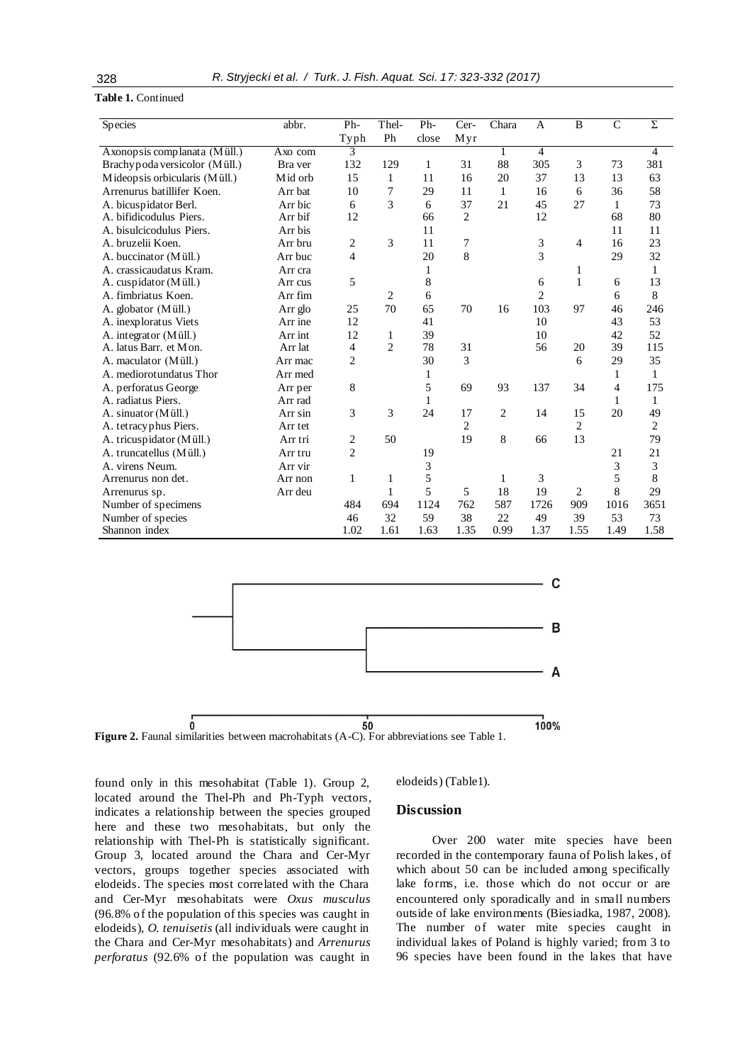**Table 1.** Continued

| Species | abbr. | Ph-Typh | Thel-Ph | Ph-close | Cer-Myr | Chara | A | B | C | Σ |
|---|---|---|---|---|---|---|---|---|---|---|
| Axonopsis complanata (Müll.) | Axo com | 3 | | | | 1 | 4 | | | 4 |
| Brachypoda versicolor (Müll.) | Bra ver | 132 | 129 | 1 | 31 | 88 | 305 | 3 | 73 | 381 |
| Mideopsis orbicularis (Müll.) | Mid orb | 15 | 1 | 11 | 16 | 20 | 37 | 13 | 13 | 63 |
| Arrenurus batillifer Koen. | Arr bat | 10 | 7 | 29 | 11 | 1 | 16 | 6 | 36 | 58 |
| A. bicuspidator Berl. | Arr bic | 6 | 3 | 6 | 37 | 21 | 45 | 27 | 1 | 73 |
| A. bifidicodulus Piers. | Arr bif | 12 | | 66 | 2 | | 12 | | 68 | 80 |
| A. bisulcicodulus Piers. | Arr bis | | | 11 | | | | | 11 | 11 |
| A. bruzelii Koen. | Arr bru | 2 | 3 | 11 | 7 | | 3 | 4 | 16 | 23 |
| A. buccinator (Müll.) | Arr buc | 4 | | 20 | 8 | | 3 | | 29 | 32 |
| A. crassicaudatus Kram. | Arr cra | | | 1 | | | | 1 | | 1 |
| A. cuspidator (Müll.) | Arr cus | 5 | | 8 | | | 6 | 1 | 6 | 13 |
| A. fimbriatus Koen. | Arr fim | | 2 | 6 | | | 2 | | 6 | 8 |
| A. globator (Müll.) | Arr glo | 25 | 70 | 65 | 70 | 16 | 103 | 97 | 46 | 246 |
| A. inexploratus Viets | Arr ine | 12 | | 41 | | | 10 | | 43 | 53 |
| A. integrator (Müll.) | Arr int | 12 | 1 | 39 | | | 10 | | 42 | 52 |
| A. latus Barr. et Mon. | Arr lat | 4 | 2 | 78 | 31 | | 56 | 20 | 39 | 115 |
| A. maculator (Müll.) | Arr mac | 2 | | 30 | 3 | | | 6 | 29 | 35 |
| A. mediorotundatus Thor | Arr med | | | 1 | | | | | 1 | 1 |
| A. perforatus George | Arr per | 8 | | 5 | 69 | 93 | 137 | 34 | 4 | 175 |
| A. radiatus Piers. | Arr rad | | | 1 | | | | | 1 | 1 |
| A. sinuator (Müll.) | Arr sin | 3 | 3 | 24 | 17 | 2 | 14 | 15 | 20 | 49 |
| A. tetracyphus Piers. | Arr tet | | | | 2 | | | 2 | | 2 |
| A. tricuspidator (Müll.) | Arr tri | 2 | 50 | | 19 | 8 | 66 | 13 | | 79 |
| A. truncatellus (Müll.) | Arr tru | 2 | | 19 | | | | | 21 | 21 |
| A. virens Neum. | Arr vir | | | 3 | | | | | 3 | 3 |
| Arrenurus non det. | Arr non | 1 | 1 | 5 | | 1 | 3 | | 5 | 8 |
| Arrenurus sp. | Arr deu | | 1 | 5 | 5 | 18 | 19 | 2 | 8 | 29 |
| Number of specimens | | 484 | 694 | 1124 | 762 | 587 | 1726 | 909 | 1016 | 3651 |
| Number of species | | 46 | 32 | 59 | 38 | 22 | 49 | 39 | 53 | 73 |
| Shannon index | | 1.02 | 1.61 | 1.63 | 1.35 | 0.99 | 1.37 | 1.55 | 1.49 | 1.58 |

**Figure 2.** Faunal similarities between macrohabitats (A-C). For abbreviations see Table 1.

found only in this mesohabitat (Table 1). Group 2, located around the Thel-Ph and Ph-Typh vectors, indicates a relationship between the species grouped here and these two mesohabitats, but only the relationship with Thel-Ph is statistically significant. Group 3, located around the Chara and Cer-Myr vectors, groups together species associated with elodeids. The species most correlated with the Chara and Cer-Myr mesohabitats were *Oxus musculus* (96.8% of the population of this species was caught in elodeids), *O. tenuisetis* (all individuals were caught in the Chara and Cer-Myr mesohabitats) and *Arrenurus perforatus* (92.6% of the population was caught in elodeids) (Table1).

## Discussion

Over 200 water mite species have been recorded in the contemporary fauna of Polish lakes, of which about 50 can be included among specifically lake forms, i.e. those which do not occur or are encountered only sporadically and in small numbers outside of lake environments (Biesiadka, 1987, 2008). The number of water mite species caught in individual lakes of Poland is highly varied; from 3 to 96 species have been found in the lakes that have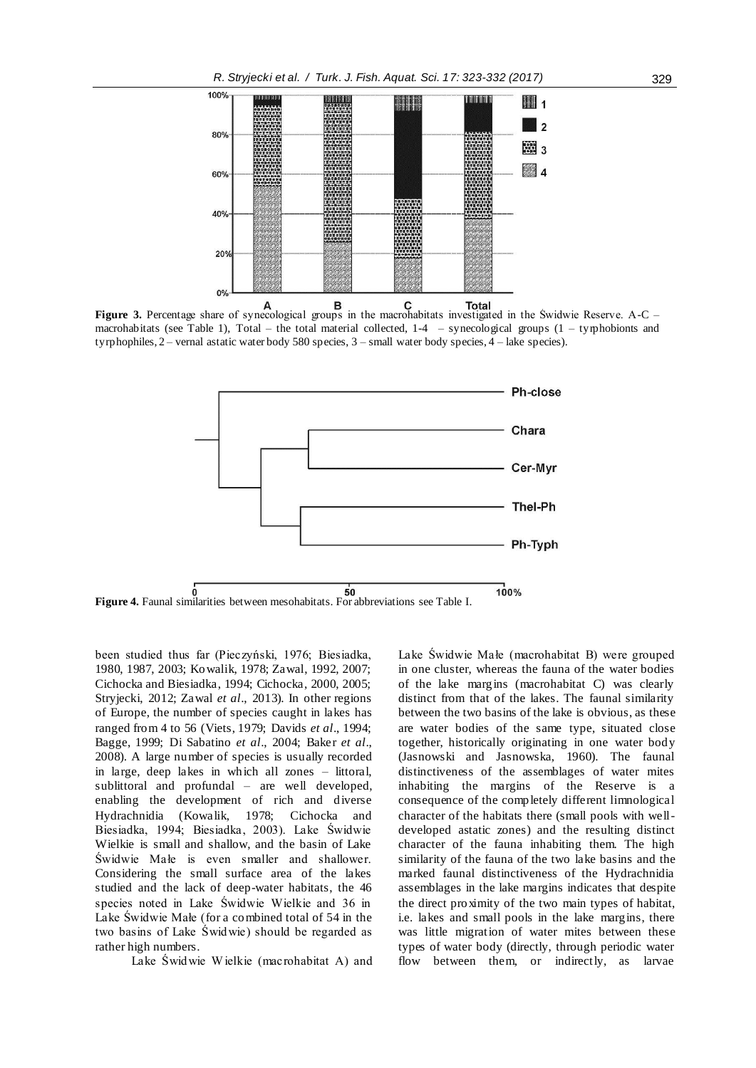**Figure 3.** Percentage share of synecological groups in the macrohabitats investigated in the Świdwie Reserve. A-C – macrohabitats (see Table 1), Total – the total material collected, 1-4 – synecological groups (1 – tyrphobionts and tyrphophiles, 2 – vernal astatic water body 580 species, 3 – small water body species, 4 – lake species).

**Figure 4.** Faunal similarities between mesohabitats. For abbreviations see Table I.

been studied thus far (Pieczyński, 1976; Biesiadka, 1980, 1987, 2003; Kowalik, 1978; Zawal, 1992, 2007; Cichocka and Biesiadka, 1994; Cichocka, 2000, 2005; Stryjecki, 2012; Zawal *et al*., 2013). In other regions of Europe, the number of species caught in lakes has ranged from 4 to 56 (Viets, 1979; Davids *et al*., 1994; Bagge, 1999; Di Sabatino *et al*., 2004; Baker *et al*., 2008). A large number of species is usually recorded in large, deep lakes in which all zones – littoral, sublittoral and profundal – are well developed, enabling the development of rich and diverse Hydrachnidia (Kowalik, 1978; Cichocka and Biesiadka, 1994; Biesiadka, 2003). Lake Świdwie Wielkie is small and shallow, and the basin of Lake Świdwie Małe is even smaller and shallower. Considering the small surface area of the lakes studied and the lack of deep-water habitats, the 46 species noted in Lake Świdwie Wielkie and 36 in Lake Świdwie Małe (for a combined total of 54 in the two basins of Lake Świdwie) should be regarded as rather high numbers.

Lake Świdwie Wielkie (macrohabitat A) and Lake Świdwie Małe (macrohabitat B) were grouped in one cluster, whereas the fauna of the water bodies of the lake margins (macrohabitat C) was clearly distinct from that of the lakes. The faunal similarity between the two basins of the lake is obvious, as these are water bodies of the same type, situated close together, historically originating in one water body (Jasnowski and Jasnowska, 1960). The faunal distinctiveness of the assemblages of water mites inhabiting the margins of the Reserve is a consequence of the completely different limnological character of the habitats there (small pools with well-developed astatic zones) and the resulting distinct character of the fauna inhabiting them. The high similarity of the fauna of the two lake basins and the marked faunal distinctiveness of the Hydrachnidia assemblages in the lake margins indicates that despite the direct proximity of the two main types of habitat, i.e. lakes and small pools in the lake margins, there was little migration of water mites between these types of water body (directly, through periodic water flow between them, or indirectly, as larvae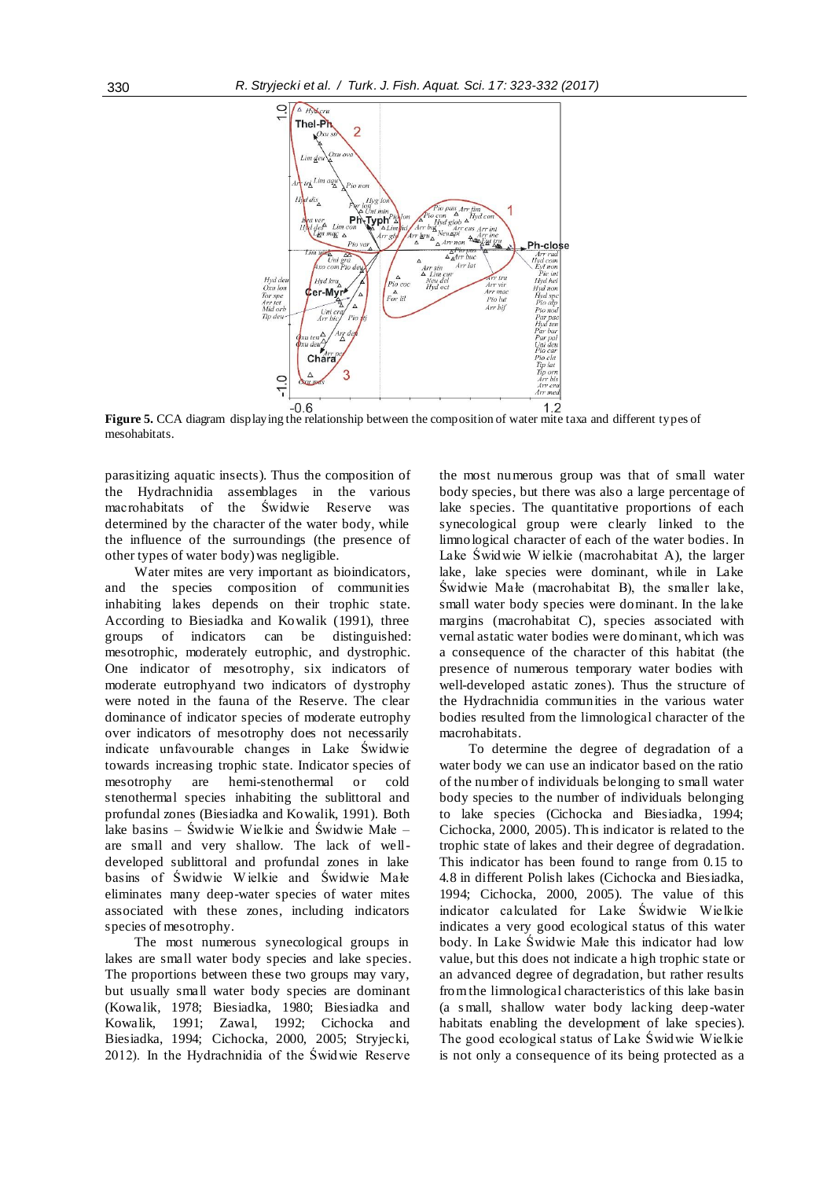**Figure 5.** CCA diagram displaying the relationship between the composition of water mite taxa and different types of mesohabitats.

parasitizing aquatic insects). Thus the composition of the Hydrachnidia assemblages in the various macrohabitats of the Świdwie Reserve was determined by the character of the water body, while the influence of the surroundings (the presence of other types of water body) was negligible.

Water mites are very important as bioindicators, and the species composition of communities inhabiting lakes depends on their trophic state. According to Biesiadka and Kowalik (1991), three groups of indicators can be distinguished: mesotrophic, moderately eutrophic, and dystrophic. One indicator of mesotrophy, six indicators of moderate eutrophyand two indicators of dystrophy were noted in the fauna of the Reserve. The clear dominance of indicator species of moderate eutrophy over indicators of mesotrophy does not necessarily indicate unfavourable changes in Lake Świdwie towards increasing trophic state. Indicator species of mesotrophy are hemi-stenothermal or cold stenothermal species inhabiting the sublittoral and profundal zones (Biesiadka and Kowalik, 1991). Both lake basins – Świdwie Wielkie and Świdwie Małe – are small and very shallow. The lack of well-developed sublittoral and profundal zones in lake basins of Świdwie Wielkie and Świdwie Małe eliminates many deep-water species of water mites associated with these zones, including indicators species of mesotrophy.

The most numerous synecological groups in lakes are small water body species and lake species. The proportions between these two groups may vary, but usually small water body species are dominant (Kowalik, 1978; Biesiadka, 1980; Biesiadka and Kowalik, 1991; Zawal, 1992; Cichocka and Biesiadka, 1994; Cichocka, 2000, 2005; Stryjecki, 2012). In the Hydrachnidia of the Świdwie Reserve the most numerous group was that of small water body species, but there was also a large percentage of lake species. The quantitative proportions of each synecological group were clearly linked to the limnological character of each of the water bodies. In Lake Świdwie Wielkie (macrohabitat A), the larger lake, lake species were dominant, while in Lake Świdwie Małe (macrohabitat B), the smaller lake, small water body species were dominant. In the lake margins (macrohabitat C), species associated with vernal astatic water bodies were dominant, which was a consequence of the character of this habitat (the presence of numerous temporary water bodies with well-developed astatic zones). Thus the structure of the Hydrachnidia communities in the various water bodies resulted from the limnological character of the macrohabitats.

To determine the degree of degradation of a water body we can use an indicator based on the ratio of the number of individuals belonging to small water body species to the number of individuals belonging to lake species (Cichocka and Biesiadka, 1994; Cichocka, 2000, 2005). This indicator is related to the trophic state of lakes and their degree of degradation. This indicator has been found to range from 0.15 to 4.8 in different Polish lakes (Cichocka and Biesiadka, 1994; Cichocka, 2000, 2005). The value of this indicator calculated for Lake Świdwie Wielkie indicates a very good ecological status of this water body. In Lake Świdwie Małe this indicator had low value, but this does not indicate a high trophic state or an advanced degree of degradation, but rather results from the limnological characteristics of this lake basin (a small, shallow water body lacking deep-water habitats enabling the development of lake species). The good ecological status of Lake Świdwie Wielkie is not only a consequence of its being protected as a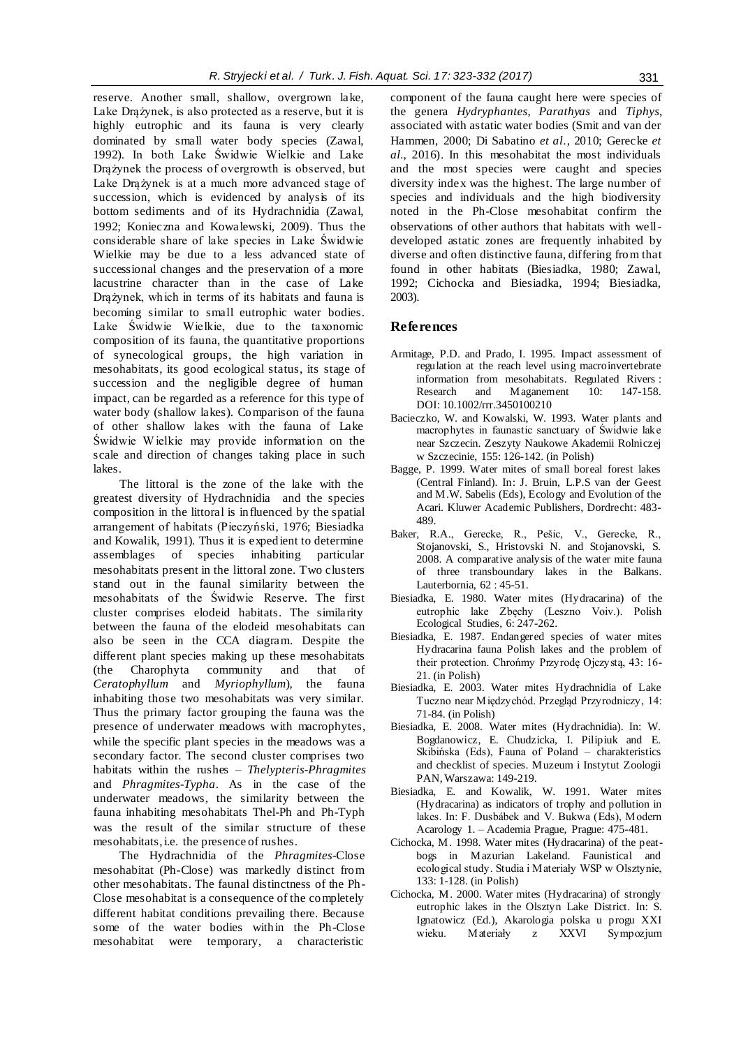reserve. Another small, shallow, overgrown lake, Lake Drążynek, is also protected as a reserve, but it is highly eutrophic and its fauna is very clearly dominated by small water body species (Zawal, 1992). In both Lake Świdwie Wielkie and Lake Drążynek the process of overgrowth is observed, but Lake Drążynek is at a much more advanced stage of succession, which is evidenced by analysis of its bottom sediments and of its Hydrachnidia (Zawal, 1992; Konieczna and Kowalewski, 2009). Thus the considerable share of lake species in Lake Świdwie Wielkie may be due to a less advanced state of successional changes and the preservation of a more lacustrine character than in the case of Lake Drążynek, which in terms of its habitats and fauna is becoming similar to small eutrophic water bodies. Lake Świdwie Wielkie, due to the taxonomic composition of its fauna, the quantitative proportions of synecological groups, the high variation in mesohabitats, its good ecological status, its stage of succession and the negligible degree of human impact, can be regarded as a reference for this type of water body (shallow lakes). Comparison of the fauna of other shallow lakes with the fauna of Lake Świdwie Wielkie may provide information on the scale and direction of changes taking place in such lakes.

The littoral is the zone of the lake with the greatest diversity of Hydrachnidia and the species composition in the littoral is influenced by the spatial arrangement of habitats (Pieczyński, 1976; Biesiadka and Kowalik, 1991). Thus it is expedient to determine assemblages of species inhabiting particular mesohabitats present in the littoral zone. Two clusters stand out in the faunal similarity between the mesohabitats of the Świdwie Reserve. The first cluster comprises elodeid habitats. The similarity between the fauna of the elodeid mesohabitats can also be seen in the CCA diagram. Despite the different plant species making up these mesohabitats (the Charophyta community and that of *Ceratophyllum* and *Myriophyllum*), the fauna inhabiting those two mesohabitats was very similar. Thus the primary factor grouping the fauna was the presence of underwater meadows with macrophytes, while the specific plant species in the meadows was a secondary factor. The second cluster comprises two habitats within the rushes – *Thelypteris-Phragmites* and *Phragmites-Typha*. As in the case of the underwater meadows, the similarity between the fauna inhabiting mesohabitats Thel-Ph and Ph-Typh was the result of the similar structure of these mesohabitats, i.e. the presence of rushes.

The Hydrachnidia of the *Phragmites*-Close mesohabitat (Ph-Close) was markedly distinct from other mesohabitats. The faunal distinctness of the Ph-Close mesohabitat is a consequence of the completely different habitat conditions prevailing there. Because some of the water bodies within the Ph-Close mesohabitat were temporary, a characteristic component of the fauna caught here were species of the genera *Hydryphantes*, *Parathyas* and *Tiphys*, associated with astatic water bodies (Smit and van der Hammen, 2000; Di Sabatino *et al.*, 2010; Gerecke *et al.*, 2016). In this mesohabitat the most individuals and the most species were caught and species diversity index was the highest. The large number of species and individuals and the high biodiversity noted in the Ph-Close mesohabitat confirm the observations of other authors that habitats with well-developed astatic zones are frequently inhabited by diverse and often distinctive fauna, differing from that found in other habitats (Biesiadka, 1980; Zawal, 1992; Cichocka and Biesiadka, 1994; Biesiadka, 2003).

## References

- Armitage, P.D. and Prado, I. 1995. Impact assessment of regulation at the reach level using macroinvertebrate information from mesohabitats. Regulated Rivers: Research and Maganement 10: 147-158. DOI: 10.1002/rrr.3450100210
- Bacieczko, W. and Kowalski, W. 1993. Water plants and macrophytes in faunastic sanctuary of Świdwie lake near Szczecin. Zeszyty Naukowe Akademii Rolniczej w Szczecinie, 155: 126-142. (in Polish)
- Bagge, P. 1999. Water mites of small boreal forest lakes (Central Finland). In: J. Bruin, L.P.S van der Geest and M.W. Sabelis (Eds), Ecology and Evolution of the Acari. Kluwer Academic Publishers, Dordrecht: 483-489.
- Baker, R.A., Gerecke, R., Pešic, V., Gerecke, R., Stojanovski, S., Hristovski N. and Stojanovski, S. 2008. A comparative analysis of the water mite fauna of three transboundary lakes in the Balkans. Lauterbornia, 62 : 45-51.
- Biesiadka, E. 1980. Water mites (Hydracarina) of the eutrophic lake Zbęchy (Leszno Voiv.). Polish Ecological Studies, 6: 247-262.
- Biesiadka, E. 1987. Endangered species of water mites Hydracarina fauna Polish lakes and the problem of their protection. Chrońmy Przyrodę Ojczystą, 43: 16-21. (in Polish)
- Biesiadka, E. 2003. Water mites Hydrachnidia of Lake Tuczno near Międzychód. Przegląd Przyrodniczy, 14: 71-84. (in Polish)
- Biesiadka, E. 2008. Water mites (Hydrachnidia). In: W. Bogdanowicz, E. Chudzicka, I. Pilipiuk and E. Skibińska (Eds), Fauna of Poland – charakteristics and checklist of species. Muzeum i Instytut Zoologii PAN, Warszawa: 149-219.
- Biesiadka, E. and Kowalik, W. 1991. Water mites (Hydracarina) as indicators of trophy and pollution in lakes. In: F. Dusbábek and V. Bukwa (Eds), Modern Acarology 1. – Academia Prague, Prague: 475-481.
- Cichocka, M. 1998. Water mites (Hydracarina) of the peat-bogs in Mazurian Lakeland. Faunistical and ecological study. Studia i Materiały WSP w Olsztynie, 133: 1-128. (in Polish)
- Cichocka, M. 2000. Water mites (Hydracarina) of strongly eutrophic lakes in the Olsztyn Lake District. In: S. Ignatowicz (Ed.), Akarologia polska u progu XXI wieku. Materiały z XXVI Sympozjum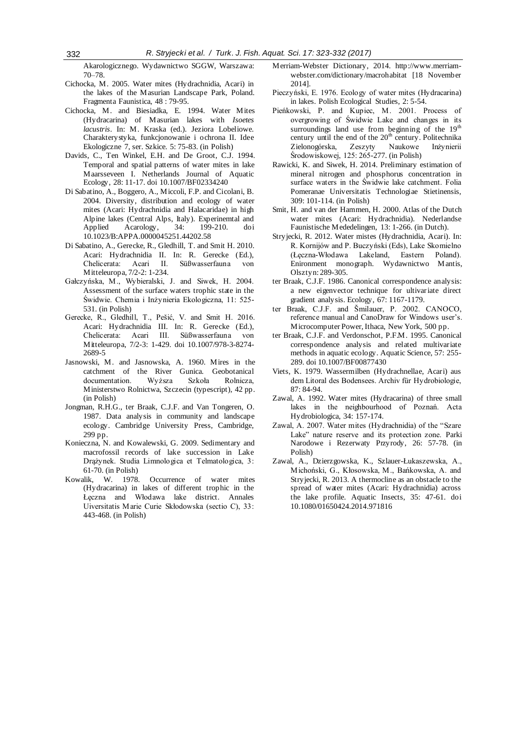Akarologicznego. Wydawnictwo SGGW, Warszawa: 70–78.

Cichocka, M. 2005. Water mites (Hydrachnidia, Acari) in the lakes of the Masurian Landscape Park, Poland. Fragmenta Faunistica, 48 : 79-95.

Cichocka, M. and Biesiadka, E. 1994. Water Mites (Hydracarina) of Masurian lakes with *Isoetes lacustris*. In: M. Kraska (ed.). Jeziora Lobeliowe. Charakterystyka, funkcjonowanie i ochrona II. Idee Ekologiczne 7, ser. Szkice. 5: 75-83. (in Polish)

Davids, C., Ten Winkel, E.H. and De Groot, C.J. 1994. Temporal and spatial patterns of water mites in lake Maarsseveen I. Netherlands Journal of Aquatic Ecology, 28: 11-17. doi 10.1007/BF02334240

Di Sabatino, A., Boggero, A., Miccoli, F.P. and Cicolani, B. 2004. Diversity, distribution and ecology of water mites (Acari: Hydrachnidia and Halacaridae) in high Alpine lakes (Central Alps, Italy). Experinemtal and Applied Acarology, 34: 199-210. doi 10.1023/B:APPA.0000045251.44202.58

Di Sabatino, A., Gerecke, R., Gledhill, T. and Smit H. 2010. Acari: Hydrachnidia II. In: R. Gerecke (Ed.), Chelicerata: Acari II. Süßwasserfauna von Mitteleuropa, 7/2-2: 1-234.

Gałczyńska, M., Wybieralski, J. and Siwek, H. 2004. Assessment of the surface waters trophic state in the Świdwie. Chemia i Inżynieria Ekologiczna, 11: 525-531. (in Polish)

Gerecke, R., Gledhill, T., Pešić, V. and Smit H. 2016. Acari: Hydrachnidia III. In: R. Gerecke (Ed.), Chelicerata: Acari III. Süßwasserfauna von Mitteleuropa, 7/2-3: 1-429. doi 10.1007/978-3-8274-2689-5

Jasnowski, M. and Jasnowska, A. 1960. Mires in the catchment of the River Gunica. Geobotanical documentation. Wyższa Szkoła Rolnicza, Ministerstwo Rolnictwa, Szczecin (typescript), 42 pp. (in Polish)

Jongman, R.H.G., ter Braak, C.J.F. and Van Tongeren, O. 1987. Data analysis in community and landscape ecology. Cambridge University Press, Cambridge, 299 pp.

Konieczna, N. and Kowalewski, G. 2009. Sedimentary and macrofossil records of lake succession in Lake Drążynek. Studia Limnologica et Telmatologica, 3: 61-70. (in Polish)

Kowalik, W. 1978. Occurrence of water mites (Hydracarina) in lakes of different trophic in the Łęczna and Włodawa lake district. Annales Uiversitatis Marie Curie Skłodowska (sectio C), 33: 443-468. (in Polish)

Merriam-Webster Dictionary, 2014. http://www.merriam-webster.com/dictionary/macrohabitat [18 November 2014].

Pieczyński, E. 1976. Ecology of water mites (Hydracarina) in lakes. Polish Ecological Studies, 2: 5-54.

Pieńkowski, P. and Kupiec, M. 2001. Process of overgrowing of Świdwie Lake and changes in its surroundings land use from beginning of the 19th century until the end of the 20th century. Politechnika Zielonogórska, Zeszyty Naukowe Inżynierii Środowiskowej, 125: 265-277. (in Polish)

Rawicki, K. and Siwek, H. 2014. Preliminary estimation of mineral nitrogen and phosphorus concentration in surface waters in the Świdwie lake catchment. Folia Pomeranae Universitatis Technologiae Stietinensis, 309: 101-114. (in Polish)

Smit, H. and van der Hammen, H. 2000. Atlas of the Dutch water mites (Acari: Hydrachnidia). Nederlandse Faunistische Mededelingen, 13: 1-266. (in Dutch).

Stryjecki, R. 2012. Water mistes (Hydrachnidia, Acari). In: R. Kornijów and P. Buczyński (Eds), Lake Skomielno (Łęczna-Włodawa Lakeland, Eastern Poland). Enironment monograph. Wydawnictwo Mantis, Olsztyn: 289-305.

ter Braak, C.J.F. 1986. Canonical correspondence analysis: a new eigenvector technique for ultivariate direct gradient analysis. Ecology, 67: 1167-1179.

ter Braak, C.J.F. and Šmilauer, P. 2002. CANOCO, reference manual and CanoDraw for Windows user's. Microcomputer Power, Ithaca, New York, 500 pp.

ter Braak, C.J.F. and Verdonschot, P.F.M. 1995. Canonical correspondence analysis and related multivariate methods in aquatic ecology. Aquatic Science, 57: 255-289. doi 10.1007/BF00877430

Viets, K. 1979. Wassermilben (Hydrachnellae, Acari) aus dem Litoral des Bodensees. Archiv für Hydrobiologie, 87: 84-94.

Zawal, A. 1992. Water mites (Hydracarina) of three small lakes in the neighbourhood of Poznań. Acta Hydrobiologica, 34: 157-174.

Zawal, A. 2007. Water mites (Hydrachnidia) of the "Szare Lake" nature reserve and its protection zone. Parki Narodowe i Rezerwaty Przyrody, 26: 57-78. (in Polish)

Zawal, A., Dzierzgowska, K., Szlauer-Łukaszewska, A., Michoński, G., Kłosowska, M., Bańkowska, A. and Stryjecki, R. 2013. A thermocline as an obstacle to the spread of water mites (Acari: Hydrachnidia) across the lake profile. Aquatic Insects, 35: 47-61. doi 10.1080/01650424.2014.971816